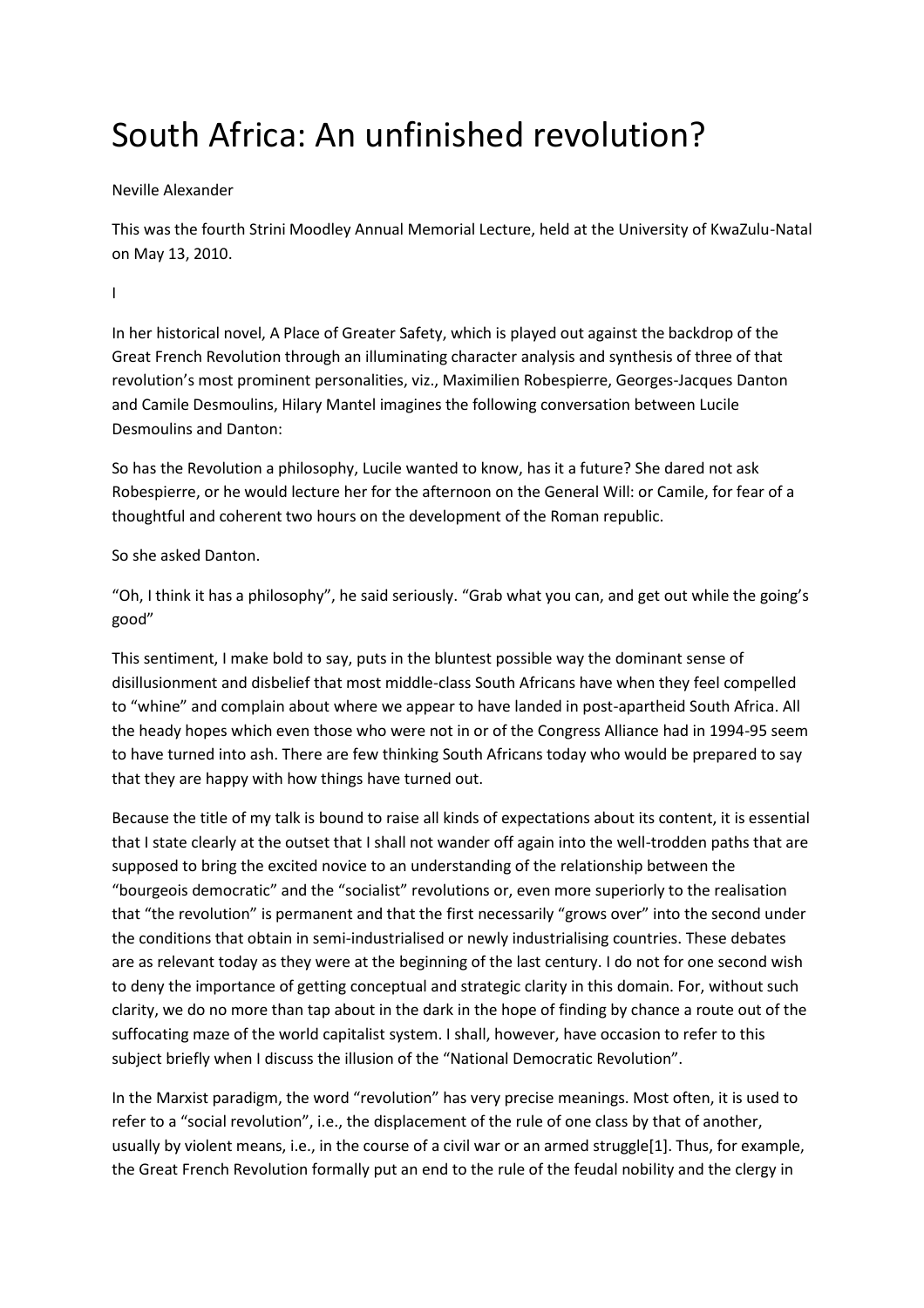# South Africa: An unfinished revolution?

Neville Alexander

This was the fourth Strini Moodley Annual Memorial Lecture, held at the University of KwaZulu-Natal on May 13, 2010.

I

In her historical novel, A Place of Greater Safety, which is played out against the backdrop of the Great French Revolution through an illuminating character analysis and synthesis of three of that revolution's most prominent personalities, viz., Maximilien Robespierre, Georges-Jacques Danton and Camile Desmoulins, Hilary Mantel imagines the following conversation between Lucile Desmoulins and Danton:

So has the Revolution a philosophy, Lucile wanted to know, has it a future? She dared not ask Robespierre, or he would lecture her for the afternoon on the General Will: or Camile, for fear of a thoughtful and coherent two hours on the development of the Roman republic.

So she asked Danton.

"Oh, I think it has a philosophy", he said seriously. "Grab what you can, and get out while the going's good"

This sentiment, I make bold to say, puts in the bluntest possible way the dominant sense of disillusionment and disbelief that most middle-class South Africans have when they feel compelled to "whine" and complain about where we appear to have landed in post-apartheid South Africa. All the heady hopes which even those who were not in or of the Congress Alliance had in 1994-95 seem to have turned into ash. There are few thinking South Africans today who would be prepared to say that they are happy with how things have turned out.

Because the title of my talk is bound to raise all kinds of expectations about its content, it is essential that I state clearly at the outset that I shall not wander off again into the well-trodden paths that are supposed to bring the excited novice to an understanding of the relationship between the "bourgeois democratic" and the "socialist" revolutions or, even more superiorly to the realisation that "the revolution" is permanent and that the first necessarily "grows over" into the second under the conditions that obtain in semi-industrialised or newly industrialising countries. These debates are as relevant today as they were at the beginning of the last century. I do not for one second wish to deny the importance of getting conceptual and strategic clarity in this domain. For, without such clarity, we do no more than tap about in the dark in the hope of finding by chance a route out of the suffocating maze of the world capitalist system. I shall, however, have occasion to refer to this subject briefly when I discuss the illusion of the "National Democratic Revolution".

In the Marxist paradigm, the word "revolution" has very precise meanings. Most often, it is used to refer to a "social revolution", i.e., the displacement of the rule of one class by that of another, usually by violent means, i.e., in the course of a civil war or an armed struggle[1]. Thus, for example, the Great French Revolution formally put an end to the rule of the feudal nobility and the clergy in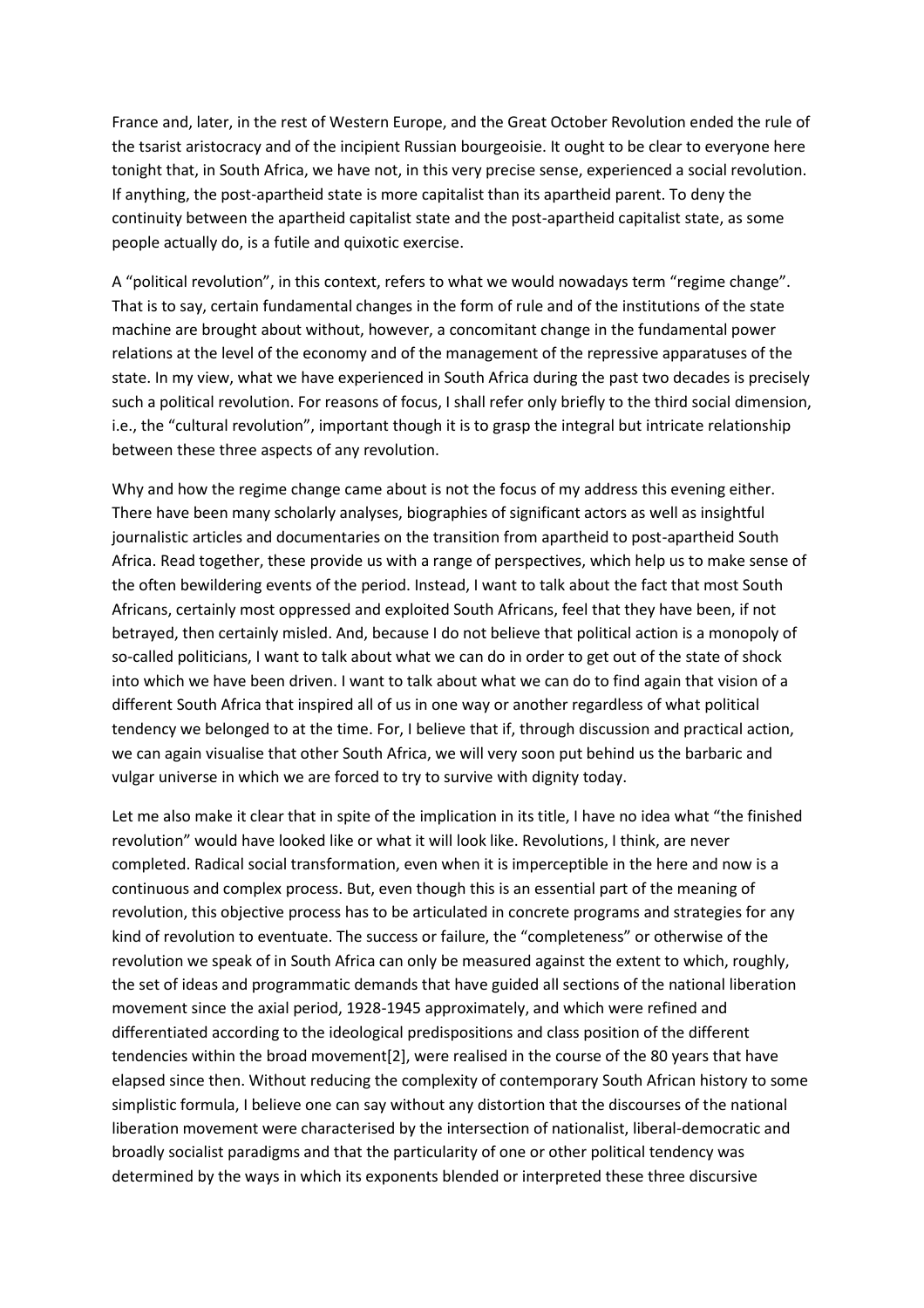France and, later, in the rest of Western Europe, and the Great October Revolution ended the rule of the tsarist aristocracy and of the incipient Russian bourgeoisie. It ought to be clear to everyone here tonight that, in South Africa, we have not, in this very precise sense, experienced a social revolution. If anything, the post-apartheid state is more capitalist than its apartheid parent. To deny the continuity between the apartheid capitalist state and the post-apartheid capitalist state, as some people actually do, is a futile and quixotic exercise.

A "political revolution", in this context, refers to what we would nowadays term "regime change". That is to say, certain fundamental changes in the form of rule and of the institutions of the state machine are brought about without, however, a concomitant change in the fundamental power relations at the level of the economy and of the management of the repressive apparatuses of the state. In my view, what we have experienced in South Africa during the past two decades is precisely such a political revolution. For reasons of focus, I shall refer only briefly to the third social dimension, i.e., the "cultural revolution", important though it is to grasp the integral but intricate relationship between these three aspects of any revolution.

Why and how the regime change came about is not the focus of my address this evening either. There have been many scholarly analyses, biographies of significant actors as well as insightful journalistic articles and documentaries on the transition from apartheid to post-apartheid South Africa. Read together, these provide us with a range of perspectives, which help us to make sense of the often bewildering events of the period. Instead, I want to talk about the fact that most South Africans, certainly most oppressed and exploited South Africans, feel that they have been, if not betrayed, then certainly misled. And, because I do not believe that political action is a monopoly of so-called politicians, I want to talk about what we can do in order to get out of the state of shock into which we have been driven. I want to talk about what we can do to find again that vision of a different South Africa that inspired all of us in one way or another regardless of what political tendency we belonged to at the time. For, I believe that if, through discussion and practical action, we can again visualise that other South Africa, we will very soon put behind us the barbaric and vulgar universe in which we are forced to try to survive with dignity today.

Let me also make it clear that in spite of the implication in its title, I have no idea what "the finished revolution" would have looked like or what it will look like. Revolutions, I think, are never completed. Radical social transformation, even when it is imperceptible in the here and now is a continuous and complex process. But, even though this is an essential part of the meaning of revolution, this objective process has to be articulated in concrete programs and strategies for any kind of revolution to eventuate. The success or failure, the "completeness" or otherwise of the revolution we speak of in South Africa can only be measured against the extent to which, roughly, the set of ideas and programmatic demands that have guided all sections of the national liberation movement since the axial period, 1928-1945 approximately, and which were refined and differentiated according to the ideological predispositions and class position of the different tendencies within the broad movement[2], were realised in the course of the 80 years that have elapsed since then. Without reducing the complexity of contemporary South African history to some simplistic formula, I believe one can say without any distortion that the discourses of the national liberation movement were characterised by the intersection of nationalist, liberal-democratic and broadly socialist paradigms and that the particularity of one or other political tendency was determined by the ways in which its exponents blended or interpreted these three discursive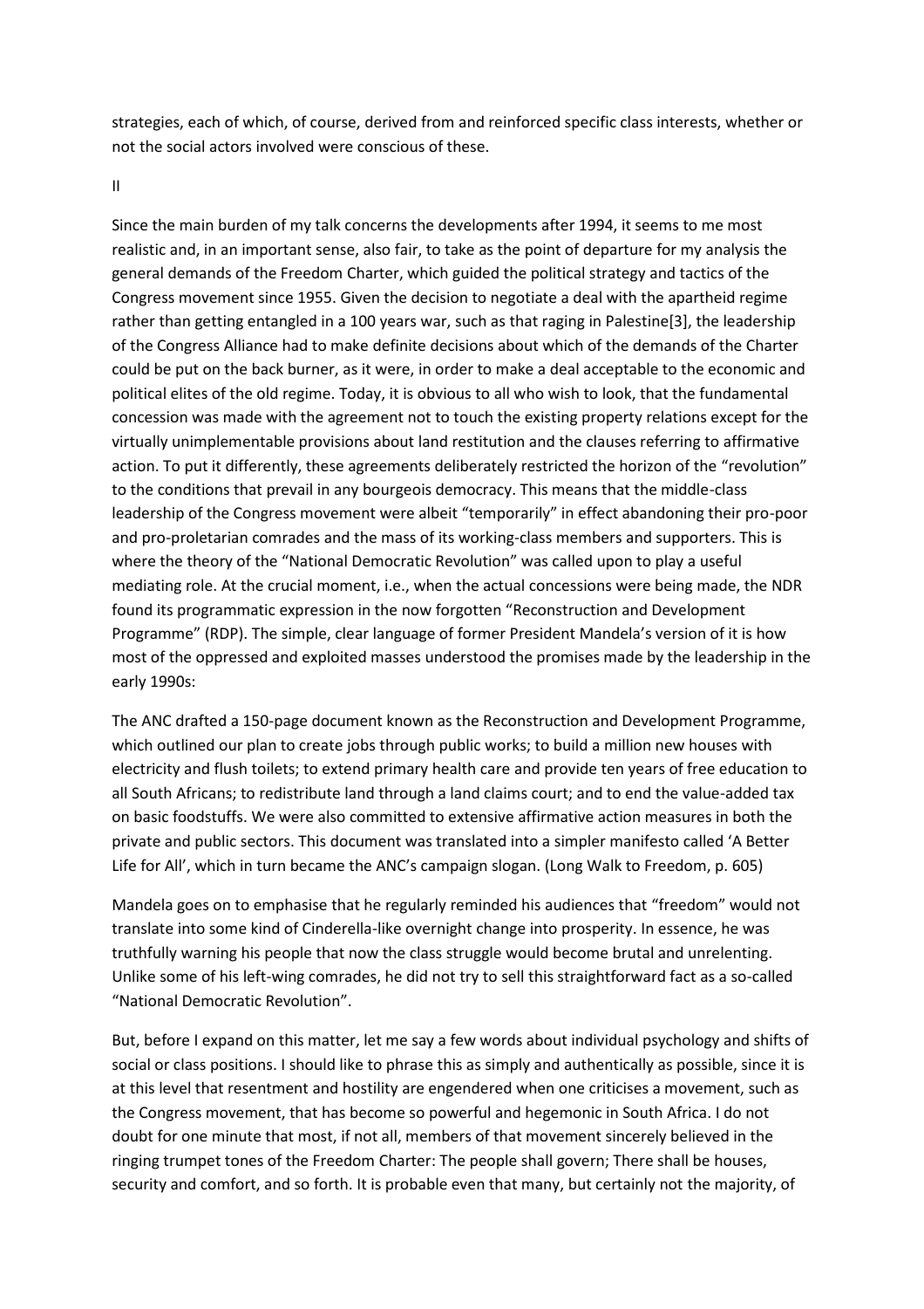strategies, each of which, of course, derived from and reinforced specific class interests, whether or not the social actors involved were conscious of these.

II

Since the main burden of my talk concerns the developments after 1994, it seems to me most realistic and, in an important sense, also fair, to take as the point of departure for my analysis the general demands of the Freedom Charter, which guided the political strategy and tactics of the Congress movement since 1955. Given the decision to negotiate a deal with the apartheid regime rather than getting entangled in a 100 years war, such as that raging in Palestine[3], the leadership of the Congress Alliance had to make definite decisions about which of the demands of the Charter could be put on the back burner, as it were, in order to make a deal acceptable to the economic and political elites of the old regime. Today, it is obvious to all who wish to look, that the fundamental concession was made with the agreement not to touch the existing property relations except for the virtually unimplementable provisions about land restitution and the clauses referring to affirmative action. To put it differently, these agreements deliberately restricted the horizon of the "revolution" to the conditions that prevail in any bourgeois democracy. This means that the middle-class leadership of the Congress movement were albeit "temporarily" in effect abandoning their pro-poor and pro-proletarian comrades and the mass of its working-class members and supporters. This is where the theory of the "National Democratic Revolution" was called upon to play a useful mediating role. At the crucial moment, i.e., when the actual concessions were being made, the NDR found its programmatic expression in the now forgotten "Reconstruction and Development Programme" (RDP). The simple, clear language of former President Mandela's version of it is how most of the oppressed and exploited masses understood the promises made by the leadership in the early 1990s:

The ANC drafted a 150-page document known as the Reconstruction and Development Programme, which outlined our plan to create jobs through public works; to build a million new houses with electricity and flush toilets; to extend primary health care and provide ten years of free education to all South Africans; to redistribute land through a land claims court; and to end the value-added tax on basic foodstuffs. We were also committed to extensive affirmative action measures in both the private and public sectors. This document was translated into a simpler manifesto called 'A Better Life for All', which in turn became the ANC's campaign slogan. (Long Walk to Freedom, p. 605)

Mandela goes on to emphasise that he regularly reminded his audiences that "freedom" would not translate into some kind of Cinderella-like overnight change into prosperity. In essence, he was truthfully warning his people that now the class struggle would become brutal and unrelenting. Unlike some of his left-wing comrades, he did not try to sell this straightforward fact as a so-called "National Democratic Revolution".

But, before I expand on this matter, let me say a few words about individual psychology and shifts of social or class positions. I should like to phrase this as simply and authentically as possible, since it is at this level that resentment and hostility are engendered when one criticises a movement, such as the Congress movement, that has become so powerful and hegemonic in South Africa. I do not doubt for one minute that most, if not all, members of that movement sincerely believed in the ringing trumpet tones of the Freedom Charter: The people shall govern; There shall be houses, security and comfort, and so forth. It is probable even that many, but certainly not the majority, of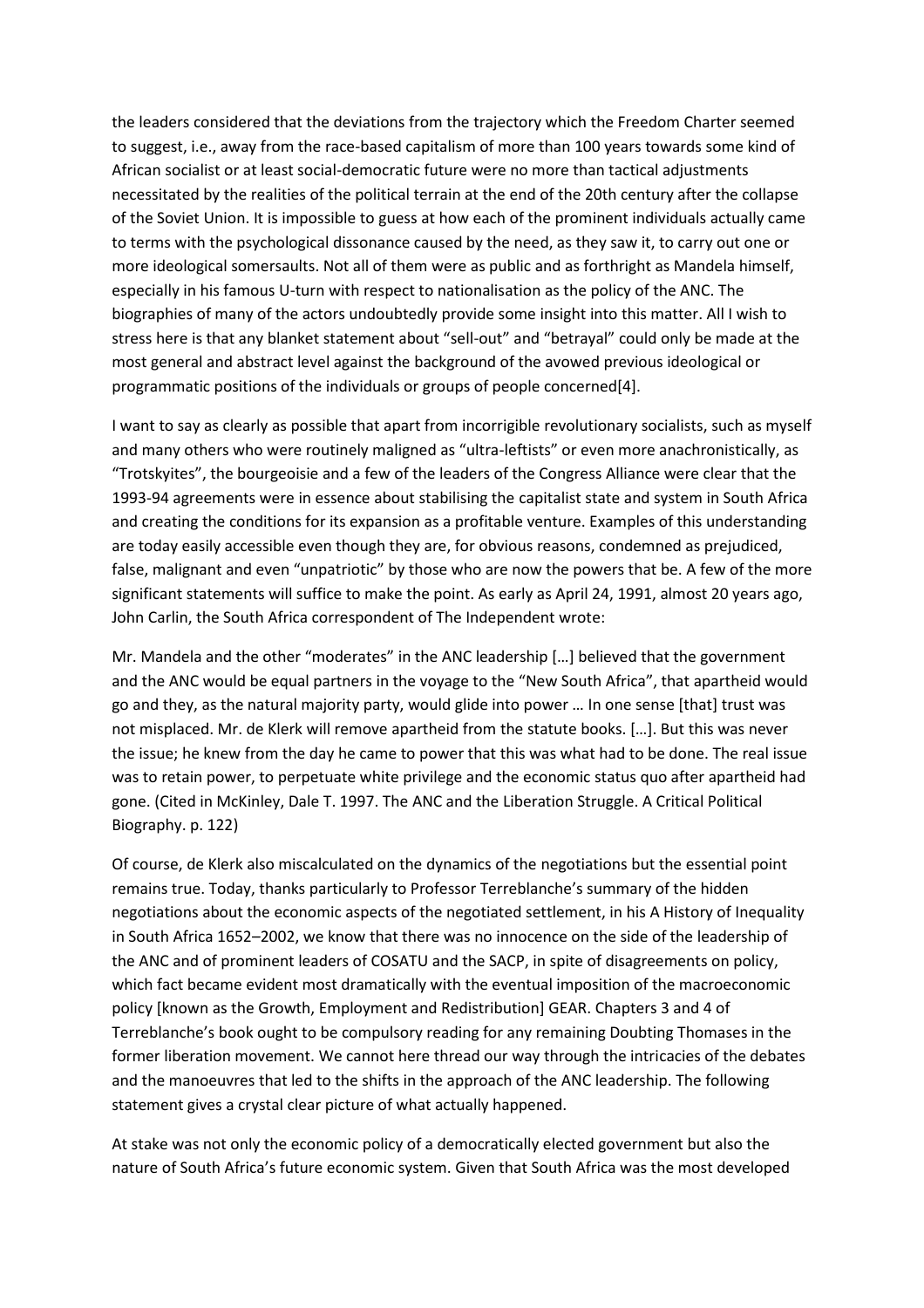the leaders considered that the deviations from the trajectory which the Freedom Charter seemed to suggest, i.e., away from the race-based capitalism of more than 100 years towards some kind of African socialist or at least social-democratic future were no more than tactical adjustments necessitated by the realities of the political terrain at the end of the 20th century after the collapse of the Soviet Union. It is impossible to guess at how each of the prominent individuals actually came to terms with the psychological dissonance caused by the need, as they saw it, to carry out one or more ideological somersaults. Not all of them were as public and as forthright as Mandela himself, especially in his famous U-turn with respect to nationalisation as the policy of the ANC. The biographies of many of the actors undoubtedly provide some insight into this matter. All I wish to stress here is that any blanket statement about "sell-out" and "betrayal" could only be made at the most general and abstract level against the background of the avowed previous ideological or programmatic positions of the individuals or groups of people concerned[4].

I want to say as clearly as possible that apart from incorrigible revolutionary socialists, such as myself and many others who were routinely maligned as "ultra-leftists" or even more anachronistically, as "Trotskyites", the bourgeoisie and a few of the leaders of the Congress Alliance were clear that the 1993-94 agreements were in essence about stabilising the capitalist state and system in South Africa and creating the conditions for its expansion as a profitable venture. Examples of this understanding are today easily accessible even though they are, for obvious reasons, condemned as prejudiced, false, malignant and even "unpatriotic" by those who are now the powers that be. A few of the more significant statements will suffice to make the point. As early as April 24, 1991, almost 20 years ago, John Carlin, the South Africa correspondent of The Independent wrote:

Mr. Mandela and the other "moderates" in the ANC leadership […] believed that the government and the ANC would be equal partners in the voyage to the "New South Africa", that apartheid would go and they, as the natural majority party, would glide into power … In one sense [that] trust was not misplaced. Mr. de Klerk will remove apartheid from the statute books. […]. But this was never the issue; he knew from the day he came to power that this was what had to be done. The real issue was to retain power, to perpetuate white privilege and the economic status quo after apartheid had gone. (Cited in McKinley, Dale T. 1997. The ANC and the Liberation Struggle. A Critical Political Biography. p. 122)

Of course, de Klerk also miscalculated on the dynamics of the negotiations but the essential point remains true. Today, thanks particularly to Professor Terreblanche's summary of the hidden negotiations about the economic aspects of the negotiated settlement, in his A History of Inequality in South Africa 1652–2002, we know that there was no innocence on the side of the leadership of the ANC and of prominent leaders of COSATU and the SACP, in spite of disagreements on policy, which fact became evident most dramatically with the eventual imposition of the macroeconomic policy [known as the Growth, Employment and Redistribution] GEAR. Chapters 3 and 4 of Terreblanche's book ought to be compulsory reading for any remaining Doubting Thomases in the former liberation movement. We cannot here thread our way through the intricacies of the debates and the manoeuvres that led to the shifts in the approach of the ANC leadership. The following statement gives a crystal clear picture of what actually happened.

At stake was not only the economic policy of a democratically elected government but also the nature of South Africa's future economic system. Given that South Africa was the most developed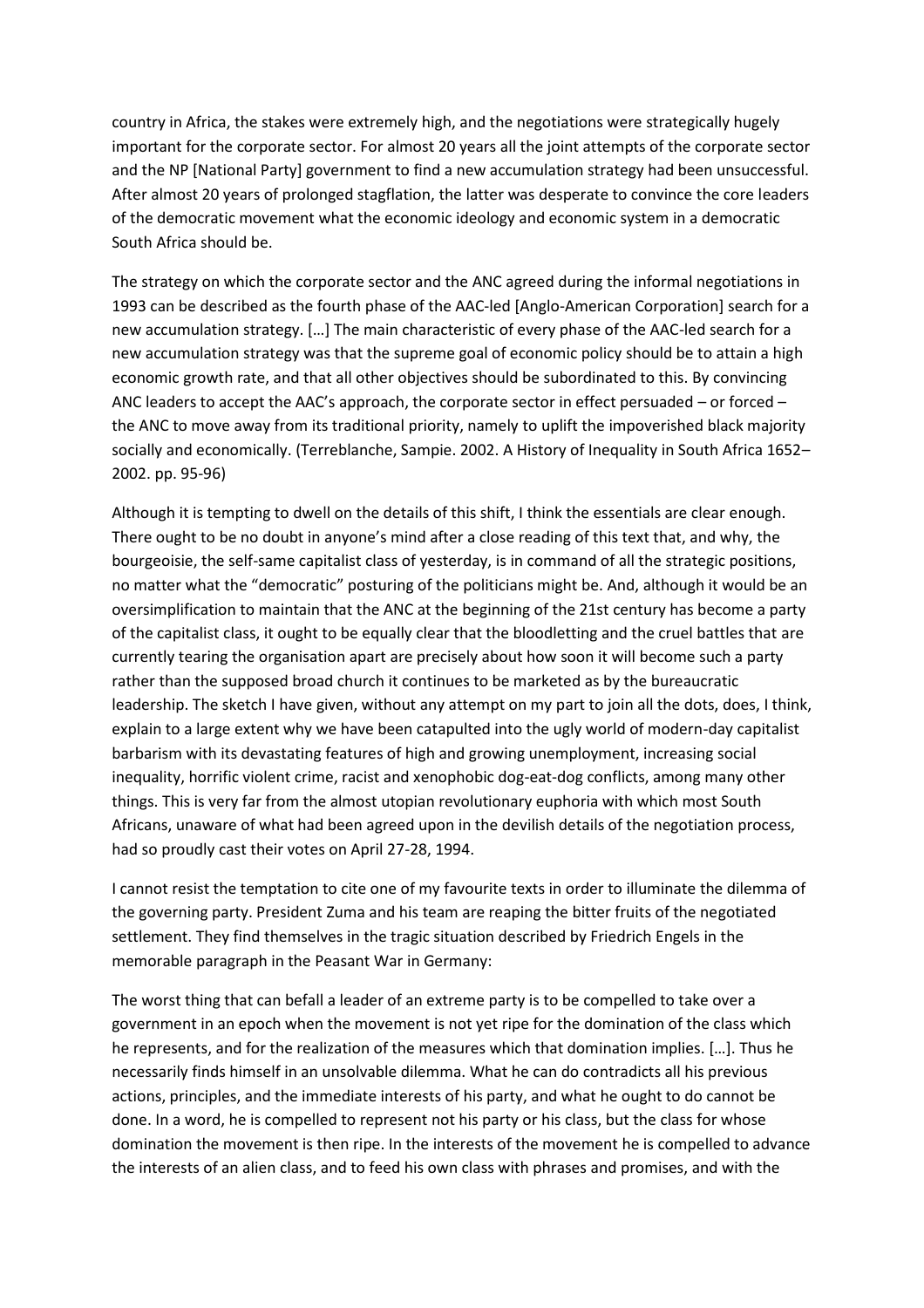country in Africa, the stakes were extremely high, and the negotiations were strategically hugely important for the corporate sector. For almost 20 years all the joint attempts of the corporate sector and the NP [National Party] government to find a new accumulation strategy had been unsuccessful. After almost 20 years of prolonged stagflation, the latter was desperate to convince the core leaders of the democratic movement what the economic ideology and economic system in a democratic South Africa should be.

The strategy on which the corporate sector and the ANC agreed during the informal negotiations in 1993 can be described as the fourth phase of the AAC-led [Anglo-American Corporation] search for a new accumulation strategy. […] The main characteristic of every phase of the AAC-led search for a new accumulation strategy was that the supreme goal of economic policy should be to attain a high economic growth rate, and that all other objectives should be subordinated to this. By convincing ANC leaders to accept the AAC's approach, the corporate sector in effect persuaded – or forced – the ANC to move away from its traditional priority, namely to uplift the impoverished black majority socially and economically. (Terreblanche, Sampie. 2002. A History of Inequality in South Africa 1652–2002. pp. 95-96)

Although it is tempting to dwell on the details of this shift, I think the essentials are clear enough. There ought to be no doubt in anyone's mind after a close reading of this text that, and why, the bourgeoisie, the self-same capitalist class of yesterday, is in command of all the strategic positions, no matter what the "democratic" posturing of the politicians might be. And, although it would be an oversimplification to maintain that the ANC at the beginning of the 21st century has become a party of the capitalist class, it ought to be equally clear that the bloodletting and the cruel battles that are currently tearing the organisation apart are precisely about how soon it will become such a party rather than the supposed broad church it continues to be marketed as by the bureaucratic leadership. The sketch I have given, without any attempt on my part to join all the dots, does, I think, explain to a large extent why we have been catapulted into the ugly world of modern-day capitalist barbarism with its devastating features of high and growing unemployment, increasing social inequality, horrific violent crime, racist and xenophobic dog-eat-dog conflicts, among many other things. This is very far from the almost utopian revolutionary euphoria with which most South Africans, unaware of what had been agreed upon in the devilish details of the negotiation process, had so proudly cast their votes on April 27-28, 1994.

I cannot resist the temptation to cite one of my favourite texts in order to illuminate the dilemma of the governing party. President Zuma and his team are reaping the bitter fruits of the negotiated settlement. They find themselves in the tragic situation described by Friedrich Engels in the memorable paragraph in the Peasant War in Germany:

The worst thing that can befall a leader of an extreme party is to be compelled to take over a government in an epoch when the movement is not yet ripe for the domination of the class which he represents, and for the realization of the measures which that domination implies. […]. Thus he necessarily finds himself in an unsolvable dilemma. What he can do contradicts all his previous actions, principles, and the immediate interests of his party, and what he ought to do cannot be done. In a word, he is compelled to represent not his party or his class, but the class for whose domination the movement is then ripe. In the interests of the movement he is compelled to advance the interests of an alien class, and to feed his own class with phrases and promises, and with the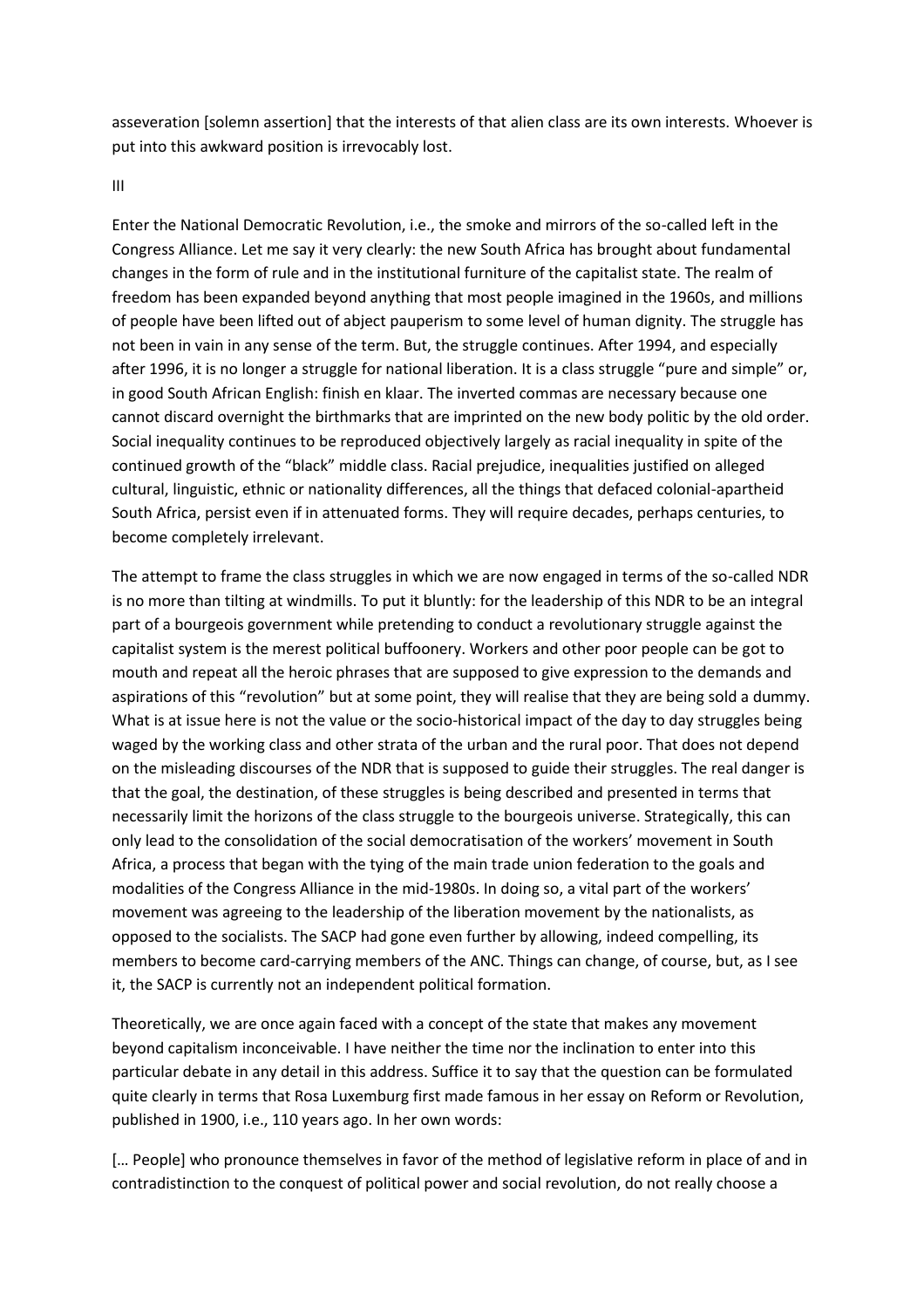asseveration [solemn assertion] that the interests of that alien class are its own interests. Whoever is put into this awkward position is irrevocably lost.

III

Enter the National Democratic Revolution, i.e., the smoke and mirrors of the so-called left in the Congress Alliance. Let me say it very clearly: the new South Africa has brought about fundamental changes in the form of rule and in the institutional furniture of the capitalist state. The realm of freedom has been expanded beyond anything that most people imagined in the 1960s, and millions of people have been lifted out of abject pauperism to some level of human dignity. The struggle has not been in vain in any sense of the term. But, the struggle continues. After 1994, and especially after 1996, it is no longer a struggle for national liberation. It is a class struggle "pure and simple" or, in good South African English: finish en klaar. The inverted commas are necessary because one cannot discard overnight the birthmarks that are imprinted on the new body politic by the old order. Social inequality continues to be reproduced objectively largely as racial inequality in spite of the continued growth of the "black" middle class. Racial prejudice, inequalities justified on alleged cultural, linguistic, ethnic or nationality differences, all the things that defaced colonial-apartheid South Africa, persist even if in attenuated forms. They will require decades, perhaps centuries, to become completely irrelevant.

The attempt to frame the class struggles in which we are now engaged in terms of the so-called NDR is no more than tilting at windmills. To put it bluntly: for the leadership of this NDR to be an integral part of a bourgeois government while pretending to conduct a revolutionary struggle against the capitalist system is the merest political buffoonery. Workers and other poor people can be got to mouth and repeat all the heroic phrases that are supposed to give expression to the demands and aspirations of this "revolution" but at some point, they will realise that they are being sold a dummy. What is at issue here is not the value or the socio-historical impact of the day to day struggles being waged by the working class and other strata of the urban and the rural poor. That does not depend on the misleading discourses of the NDR that is supposed to guide their struggles. The real danger is that the goal, the destination, of these struggles is being described and presented in terms that necessarily limit the horizons of the class struggle to the bourgeois universe. Strategically, this can only lead to the consolidation of the social democratisation of the workers' movement in South Africa, a process that began with the tying of the main trade union federation to the goals and modalities of the Congress Alliance in the mid-1980s. In doing so, a vital part of the workers' movement was agreeing to the leadership of the liberation movement by the nationalists, as opposed to the socialists. The SACP had gone even further by allowing, indeed compelling, its members to become card-carrying members of the ANC. Things can change, of course, but, as I see it, the SACP is currently not an independent political formation.

Theoretically, we are once again faced with a concept of the state that makes any movement beyond capitalism inconceivable. I have neither the time nor the inclination to enter into this particular debate in any detail in this address. Suffice it to say that the question can be formulated quite clearly in terms that Rosa Luxemburg first made famous in her essay on Reform or Revolution, published in 1900, i.e., 110 years ago. In her own words:

[… People] who pronounce themselves in favor of the method of legislative reform in place of and in contradistinction to the conquest of political power and social revolution, do not really choose a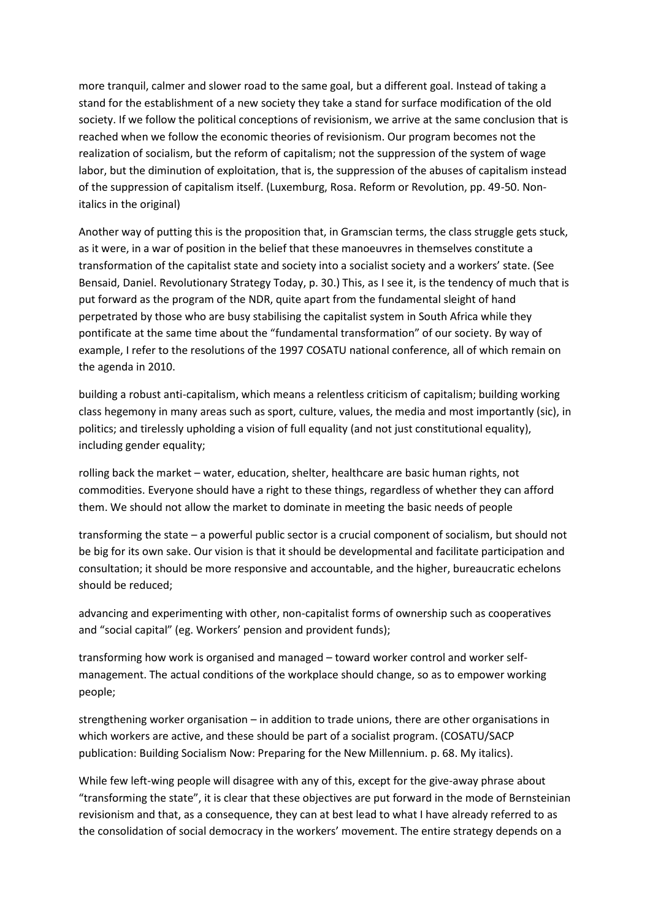more tranquil, calmer and slower road to the same goal, but a different goal. Instead of taking a stand for the establishment of a new society they take a stand for surface modification of the old society. If we follow the political conceptions of revisionism, we arrive at the same conclusion that is reached when we follow the economic theories of revisionism. Our program becomes not the realization of socialism, but the reform of capitalism; not the suppression of the system of wage labor, but the diminution of exploitation, that is, the suppression of the abuses of capitalism instead of the suppression of capitalism itself. (Luxemburg, Rosa. Reform or Revolution, pp. 49-50. Non-italics in the original)

Another way of putting this is the proposition that, in Gramscian terms, the class struggle gets stuck, as it were, in a war of position in the belief that these manoeuvres in themselves constitute a transformation of the capitalist state and society into a socialist society and a workers' state. (See Bensaid, Daniel. Revolutionary Strategy Today, p. 30.) This, as I see it, is the tendency of much that is put forward as the program of the NDR, quite apart from the fundamental sleight of hand perpetrated by those who are busy stabilising the capitalist system in South Africa while they pontificate at the same time about the "fundamental transformation" of our society. By way of example, I refer to the resolutions of the 1997 COSATU national conference, all of which remain on the agenda in 2010.

building a robust anti-capitalism, which means a relentless criticism of capitalism; building working class hegemony in many areas such as sport, culture, values, the media and most importantly (sic), in politics; and tirelessly upholding a vision of full equality (and not just constitutional equality), including gender equality;

rolling back the market – water, education, shelter, healthcare are basic human rights, not commodities. Everyone should have a right to these things, regardless of whether they can afford them. We should not allow the market to dominate in meeting the basic needs of people

transforming the state – a powerful public sector is a crucial component of socialism, but should not be big for its own sake. Our vision is that it should be developmental and facilitate participation and consultation; it should be more responsive and accountable, and the higher, bureaucratic echelons should be reduced;

advancing and experimenting with other, non-capitalist forms of ownership such as cooperatives and "social capital" (eg. Workers' pension and provident funds);

transforming how work is organised and managed – toward worker control and worker self-management. The actual conditions of the workplace should change, so as to empower working people;

strengthening worker organisation – in addition to trade unions, there are other organisations in which workers are active, and these should be part of a socialist program. (COSATU/SACP publication: Building Socialism Now: Preparing for the New Millennium. p. 68. My italics).

While few left-wing people will disagree with any of this, except for the give-away phrase about "transforming the state", it is clear that these objectives are put forward in the mode of Bernsteinian revisionism and that, as a consequence, they can at best lead to what I have already referred to as the consolidation of social democracy in the workers' movement. The entire strategy depends on a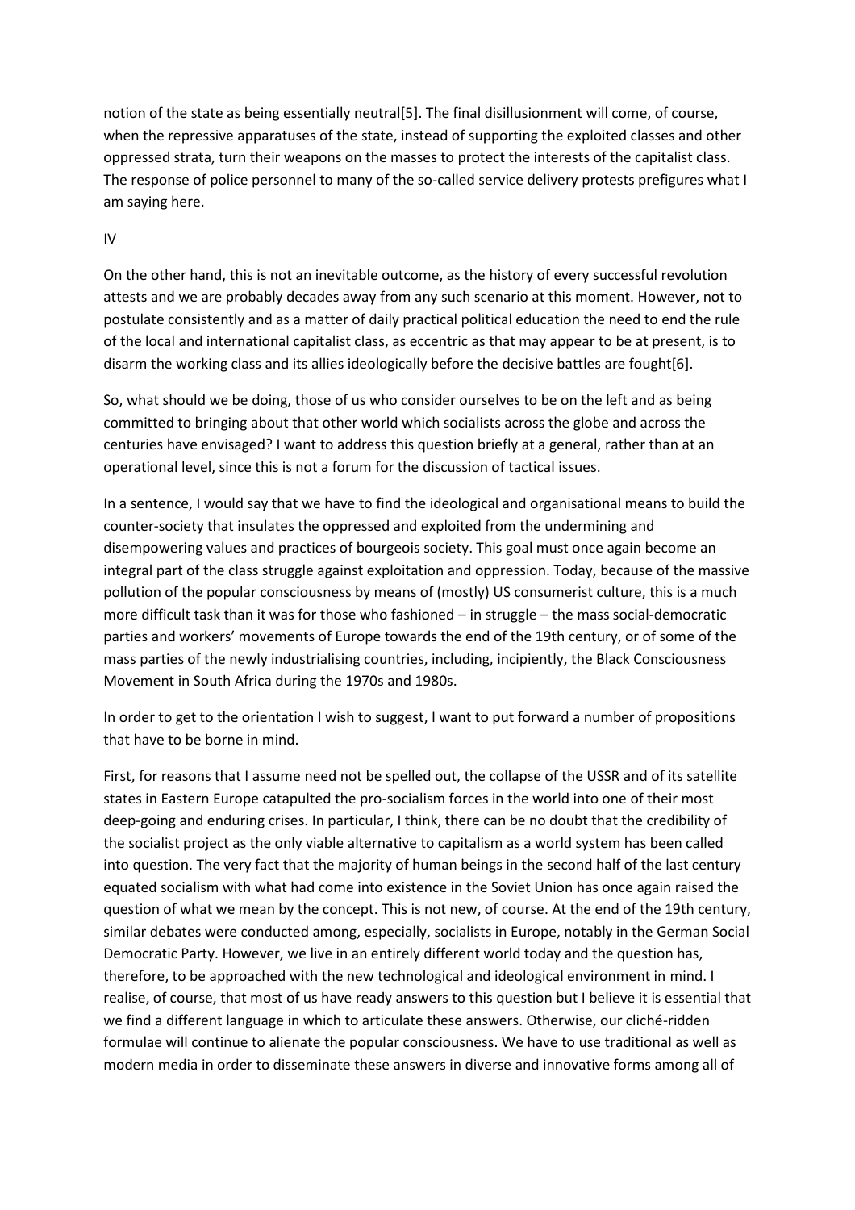notion of the state as being essentially neutral[5]. The final disillusionment will come, of course, when the repressive apparatuses of the state, instead of supporting the exploited classes and other oppressed strata, turn their weapons on the masses to protect the interests of the capitalist class. The response of police personnel to many of the so-called service delivery protests prefigures what I am saying here.

## IV

On the other hand, this is not an inevitable outcome, as the history of every successful revolution attests and we are probably decades away from any such scenario at this moment. However, not to postulate consistently and as a matter of daily practical political education the need to end the rule of the local and international capitalist class, as eccentric as that may appear to be at present, is to disarm the working class and its allies ideologically before the decisive battles are fought[6].

So, what should we be doing, those of us who consider ourselves to be on the left and as being committed to bringing about that other world which socialists across the globe and across the centuries have envisaged? I want to address this question briefly at a general, rather than at an operational level, since this is not a forum for the discussion of tactical issues.

In a sentence, I would say that we have to find the ideological and organisational means to build the counter-society that insulates the oppressed and exploited from the undermining and disempowering values and practices of bourgeois society. This goal must once again become an integral part of the class struggle against exploitation and oppression. Today, because of the massive pollution of the popular consciousness by means of (mostly) US consumerist culture, this is a much more difficult task than it was for those who fashioned – in struggle – the mass social-democratic parties and workers' movements of Europe towards the end of the 19th century, or of some of the mass parties of the newly industrialising countries, including, incipiently, the Black Consciousness Movement in South Africa during the 1970s and 1980s.

In order to get to the orientation I wish to suggest, I want to put forward a number of propositions that have to be borne in mind.

First, for reasons that I assume need not be spelled out, the collapse of the USSR and of its satellite states in Eastern Europe catapulted the pro-socialism forces in the world into one of their most deep-going and enduring crises. In particular, I think, there can be no doubt that the credibility of the socialist project as the only viable alternative to capitalism as a world system has been called into question. The very fact that the majority of human beings in the second half of the last century equated socialism with what had come into existence in the Soviet Union has once again raised the question of what we mean by the concept. This is not new, of course. At the end of the 19th century, similar debates were conducted among, especially, socialists in Europe, notably in the German Social Democratic Party. However, we live in an entirely different world today and the question has, therefore, to be approached with the new technological and ideological environment in mind. I realise, of course, that most of us have ready answers to this question but I believe it is essential that we find a different language in which to articulate these answers. Otherwise, our cliché-ridden formulae will continue to alienate the popular consciousness. We have to use traditional as well as modern media in order to disseminate these answers in diverse and innovative forms among all of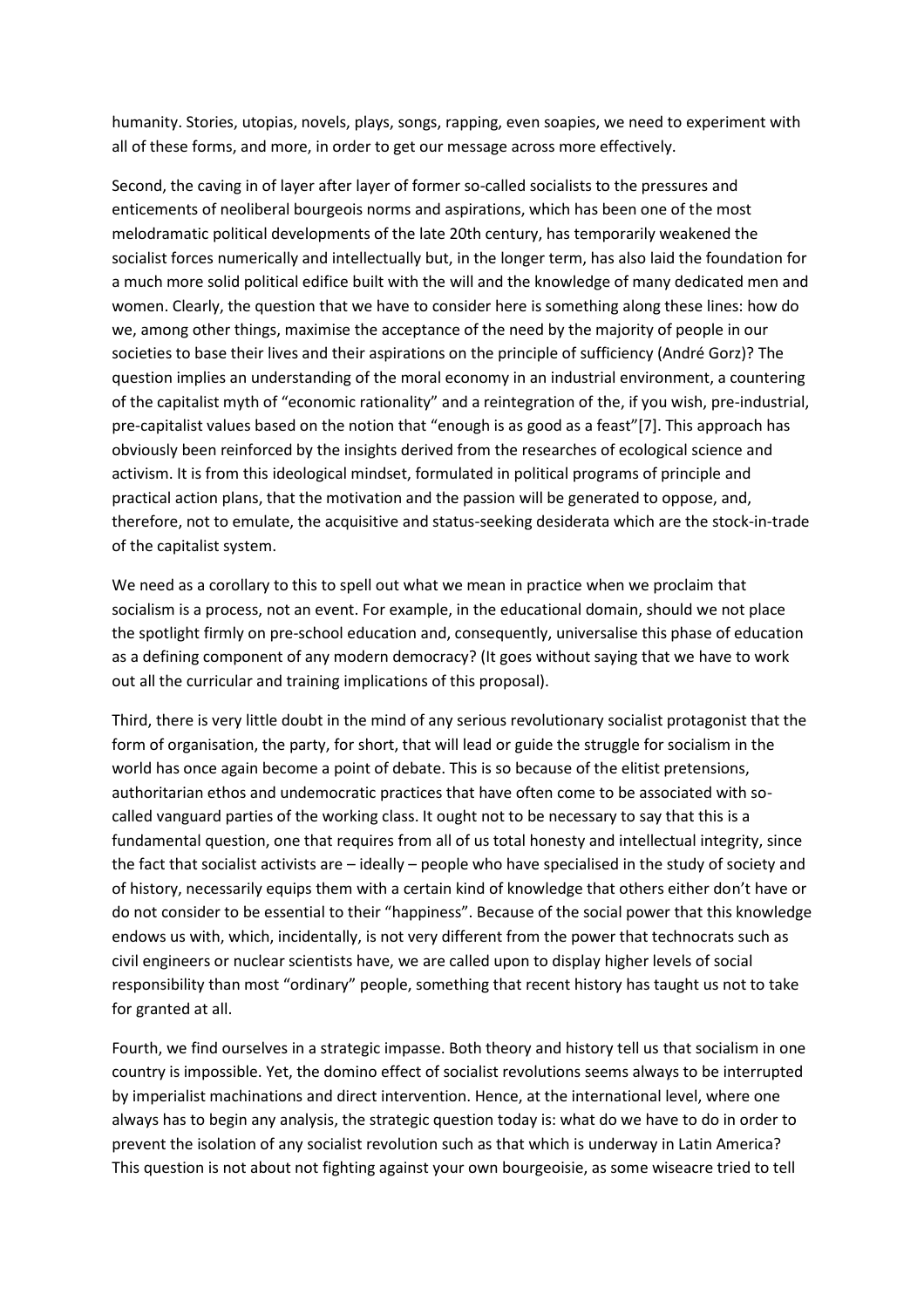humanity. Stories, utopias, novels, plays, songs, rapping, even soapies, we need to experiment with all of these forms, and more, in order to get our message across more effectively.

Second, the caving in of layer after layer of former so-called socialists to the pressures and enticements of neoliberal bourgeois norms and aspirations, which has been one of the most melodramatic political developments of the late 20th century, has temporarily weakened the socialist forces numerically and intellectually but, in the longer term, has also laid the foundation for a much more solid political edifice built with the will and the knowledge of many dedicated men and women. Clearly, the question that we have to consider here is something along these lines: how do we, among other things, maximise the acceptance of the need by the majority of people in our societies to base their lives and their aspirations on the principle of sufficiency (André Gorz)? The question implies an understanding of the moral economy in an industrial environment, a countering of the capitalist myth of "economic rationality" and a reintegration of the, if you wish, pre-industrial, pre-capitalist values based on the notion that "enough is as good as a feast"[7]. This approach has obviously been reinforced by the insights derived from the researches of ecological science and activism. It is from this ideological mindset, formulated in political programs of principle and practical action plans, that the motivation and the passion will be generated to oppose, and, therefore, not to emulate, the acquisitive and status-seeking desiderata which are the stock-in-trade of the capitalist system.

We need as a corollary to this to spell out what we mean in practice when we proclaim that socialism is a process, not an event. For example, in the educational domain, should we not place the spotlight firmly on pre-school education and, consequently, universalise this phase of education as a defining component of any modern democracy? (It goes without saying that we have to work out all the curricular and training implications of this proposal).

Third, there is very little doubt in the mind of any serious revolutionary socialist protagonist that the form of organisation, the party, for short, that will lead or guide the struggle for socialism in the world has once again become a point of debate. This is so because of the elitist pretensions, authoritarian ethos and undemocratic practices that have often come to be associated with so-called vanguard parties of the working class. It ought not to be necessary to say that this is a fundamental question, one that requires from all of us total honesty and intellectual integrity, since the fact that socialist activists are – ideally – people who have specialised in the study of society and of history, necessarily equips them with a certain kind of knowledge that others either don't have or do not consider to be essential to their "happiness". Because of the social power that this knowledge endows us with, which, incidentally, is not very different from the power that technocrats such as civil engineers or nuclear scientists have, we are called upon to display higher levels of social responsibility than most "ordinary" people, something that recent history has taught us not to take for granted at all.

Fourth, we find ourselves in a strategic impasse. Both theory and history tell us that socialism in one country is impossible. Yet, the domino effect of socialist revolutions seems always to be interrupted by imperialist machinations and direct intervention. Hence, at the international level, where one always has to begin any analysis, the strategic question today is: what do we have to do in order to prevent the isolation of any socialist revolution such as that which is underway in Latin America? This question is not about not fighting against your own bourgeoisie, as some wiseacre tried to tell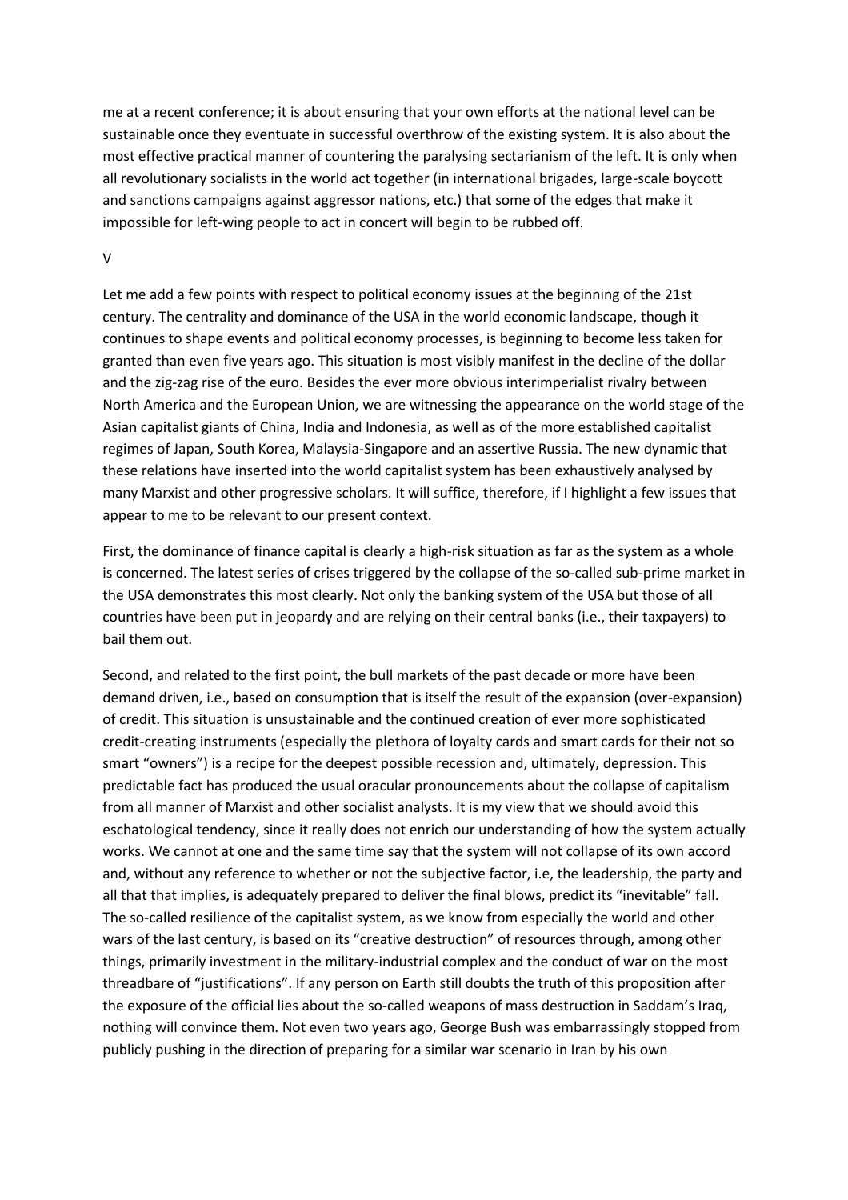me at a recent conference; it is about ensuring that your own efforts at the national level can be sustainable once they eventuate in successful overthrow of the existing system. It is also about the most effective practical manner of countering the paralysing sectarianism of the left. It is only when all revolutionary socialists in the world act together (in international brigades, large-scale boycott and sanctions campaigns against aggressor nations, etc.) that some of the edges that make it impossible for left-wing people to act in concert will begin to be rubbed off.

## V

Let me add a few points with respect to political economy issues at the beginning of the 21st century. The centrality and dominance of the USA in the world economic landscape, though it continues to shape events and political economy processes, is beginning to become less taken for granted than even five years ago. This situation is most visibly manifest in the decline of the dollar and the zig-zag rise of the euro. Besides the ever more obvious interimperialist rivalry between North America and the European Union, we are witnessing the appearance on the world stage of the Asian capitalist giants of China, India and Indonesia, as well as of the more established capitalist regimes of Japan, South Korea, Malaysia-Singapore and an assertive Russia. The new dynamic that these relations have inserted into the world capitalist system has been exhaustively analysed by many Marxist and other progressive scholars. It will suffice, therefore, if I highlight a few issues that appear to me to be relevant to our present context.

First, the dominance of finance capital is clearly a high-risk situation as far as the system as a whole is concerned. The latest series of crises triggered by the collapse of the so-called sub-prime market in the USA demonstrates this most clearly. Not only the banking system of the USA but those of all countries have been put in jeopardy and are relying on their central banks (i.e., their taxpayers) to bail them out.

Second, and related to the first point, the bull markets of the past decade or more have been demand driven, i.e., based on consumption that is itself the result of the expansion (over-expansion) of credit. This situation is unsustainable and the continued creation of ever more sophisticated credit-creating instruments (especially the plethora of loyalty cards and smart cards for their not so smart "owners") is a recipe for the deepest possible recession and, ultimately, depression. This predictable fact has produced the usual oracular pronouncements about the collapse of capitalism from all manner of Marxist and other socialist analysts. It is my view that we should avoid this eschatological tendency, since it really does not enrich our understanding of how the system actually works. We cannot at one and the same time say that the system will not collapse of its own accord and, without any reference to whether or not the subjective factor, i.e, the leadership, the party and all that that implies, is adequately prepared to deliver the final blows, predict its "inevitable" fall. The so-called resilience of the capitalist system, as we know from especially the world and other wars of the last century, is based on its "creative destruction" of resources through, among other things, primarily investment in the military-industrial complex and the conduct of war on the most threadbare of "justifications". If any person on Earth still doubts the truth of this proposition after the exposure of the official lies about the so-called weapons of mass destruction in Saddam's Iraq, nothing will convince them. Not even two years ago, George Bush was embarrassingly stopped from publicly pushing in the direction of preparing for a similar war scenario in Iran by his own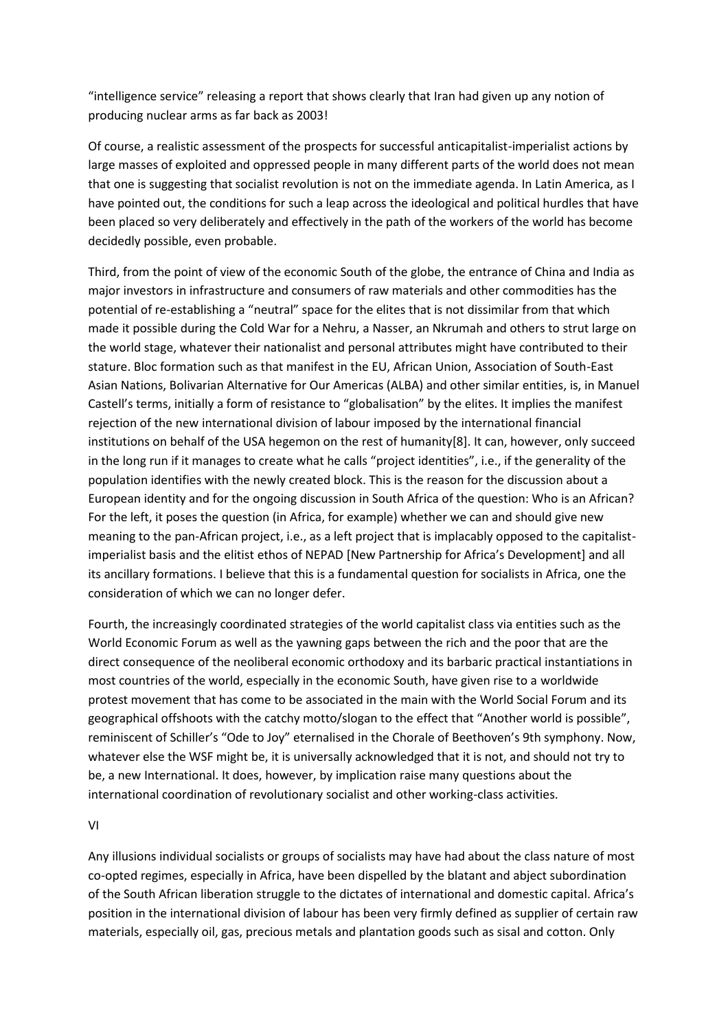"intelligence service" releasing a report that shows clearly that Iran had given up any notion of producing nuclear arms as far back as 2003!

Of course, a realistic assessment of the prospects for successful anticapitalist-imperialist actions by large masses of exploited and oppressed people in many different parts of the world does not mean that one is suggesting that socialist revolution is not on the immediate agenda. In Latin America, as I have pointed out, the conditions for such a leap across the ideological and political hurdles that have been placed so very deliberately and effectively in the path of the workers of the world has become decidedly possible, even probable.

Third, from the point of view of the economic South of the globe, the entrance of China and India as major investors in infrastructure and consumers of raw materials and other commodities has the potential of re-establishing a "neutral" space for the elites that is not dissimilar from that which made it possible during the Cold War for a Nehru, a Nasser, an Nkrumah and others to strut large on the world stage, whatever their nationalist and personal attributes might have contributed to their stature. Bloc formation such as that manifest in the EU, African Union, Association of South-East Asian Nations, Bolivarian Alternative for Our Americas (ALBA) and other similar entities, is, in Manuel Castell's terms, initially a form of resistance to "globalisation" by the elites. It implies the manifest rejection of the new international division of labour imposed by the international financial institutions on behalf of the USA hegemon on the rest of humanity[8]. It can, however, only succeed in the long run if it manages to create what he calls "project identities", i.e., if the generality of the population identifies with the newly created block. This is the reason for the discussion about a European identity and for the ongoing discussion in South Africa of the question: Who is an African? For the left, it poses the question (in Africa, for example) whether we can and should give new meaning to the pan-African project, i.e., as a left project that is implacably opposed to the capitalist-imperialist basis and the elitist ethos of NEPAD [New Partnership for Africa's Development] and all its ancillary formations. I believe that this is a fundamental question for socialists in Africa, one the consideration of which we can no longer defer.

Fourth, the increasingly coordinated strategies of the world capitalist class via entities such as the World Economic Forum as well as the yawning gaps between the rich and the poor that are the direct consequence of the neoliberal economic orthodoxy and its barbaric practical instantiations in most countries of the world, especially in the economic South, have given rise to a worldwide protest movement that has come to be associated in the main with the World Social Forum and its geographical offshoots with the catchy motto/slogan to the effect that "Another world is possible", reminiscent of Schiller's "Ode to Joy" eternalised in the Chorale of Beethoven's 9th symphony. Now, whatever else the WSF might be, it is universally acknowledged that it is not, and should not try to be, a new International. It does, however, by implication raise many questions about the international coordination of revolutionary socialist and other working-class activities.

## VI

Any illusions individual socialists or groups of socialists may have had about the class nature of most co-opted regimes, especially in Africa, have been dispelled by the blatant and abject subordination of the South African liberation struggle to the dictates of international and domestic capital. Africa's position in the international division of labour has been very firmly defined as supplier of certain raw materials, especially oil, gas, precious metals and plantation goods such as sisal and cotton. Only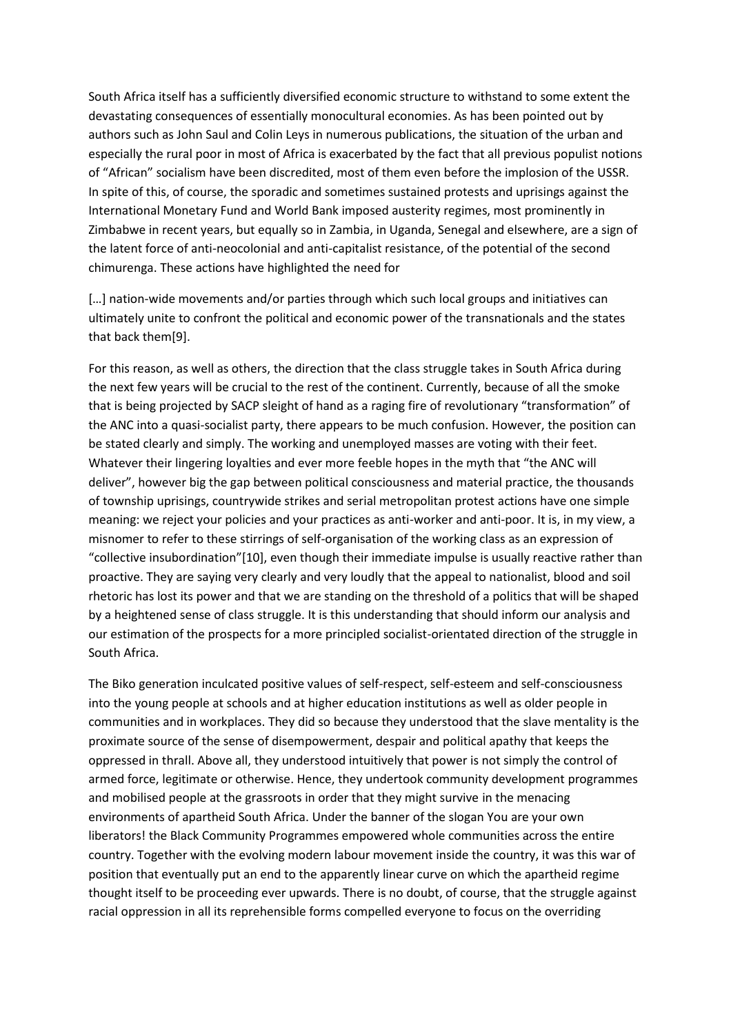South Africa itself has a sufficiently diversified economic structure to withstand to some extent the devastating consequences of essentially monocultural economies. As has been pointed out by authors such as John Saul and Colin Leys in numerous publications, the situation of the urban and especially the rural poor in most of Africa is exacerbated by the fact that all previous populist notions of "African" socialism have been discredited, most of them even before the implosion of the USSR. In spite of this, of course, the sporadic and sometimes sustained protests and uprisings against the International Monetary Fund and World Bank imposed austerity regimes, most prominently in Zimbabwe in recent years, but equally so in Zambia, in Uganda, Senegal and elsewhere, are a sign of the latent force of anti-neocolonial and anti-capitalist resistance, of the potential of the second chimurenga. These actions have highlighted the need for

[…] nation-wide movements and/or parties through which such local groups and initiatives can ultimately unite to confront the political and economic power of the transnationals and the states that back them[9].

For this reason, as well as others, the direction that the class struggle takes in South Africa during the next few years will be crucial to the rest of the continent. Currently, because of all the smoke that is being projected by SACP sleight of hand as a raging fire of revolutionary "transformation" of the ANC into a quasi-socialist party, there appears to be much confusion. However, the position can be stated clearly and simply. The working and unemployed masses are voting with their feet. Whatever their lingering loyalties and ever more feeble hopes in the myth that "the ANC will deliver", however big the gap between political consciousness and material practice, the thousands of township uprisings, countrywide strikes and serial metropolitan protest actions have one simple meaning: we reject your policies and your practices as anti-worker and anti-poor. It is, in my view, a misnomer to refer to these stirrings of self-organisation of the working class as an expression of "collective insubordination"[10], even though their immediate impulse is usually reactive rather than proactive. They are saying very clearly and very loudly that the appeal to nationalist, blood and soil rhetoric has lost its power and that we are standing on the threshold of a politics that will be shaped by a heightened sense of class struggle. It is this understanding that should inform our analysis and our estimation of the prospects for a more principled socialist-orientated direction of the struggle in South Africa.

The Biko generation inculcated positive values of self-respect, self-esteem and self-consciousness into the young people at schools and at higher education institutions as well as older people in communities and in workplaces. They did so because they understood that the slave mentality is the proximate source of the sense of disempowerment, despair and political apathy that keeps the oppressed in thrall. Above all, they understood intuitively that power is not simply the control of armed force, legitimate or otherwise. Hence, they undertook community development programmes and mobilised people at the grassroots in order that they might survive in the menacing environments of apartheid South Africa. Under the banner of the slogan You are your own liberators! the Black Community Programmes empowered whole communities across the entire country. Together with the evolving modern labour movement inside the country, it was this war of position that eventually put an end to the apparently linear curve on which the apartheid regime thought itself to be proceeding ever upwards. There is no doubt, of course, that the struggle against racial oppression in all its reprehensible forms compelled everyone to focus on the overriding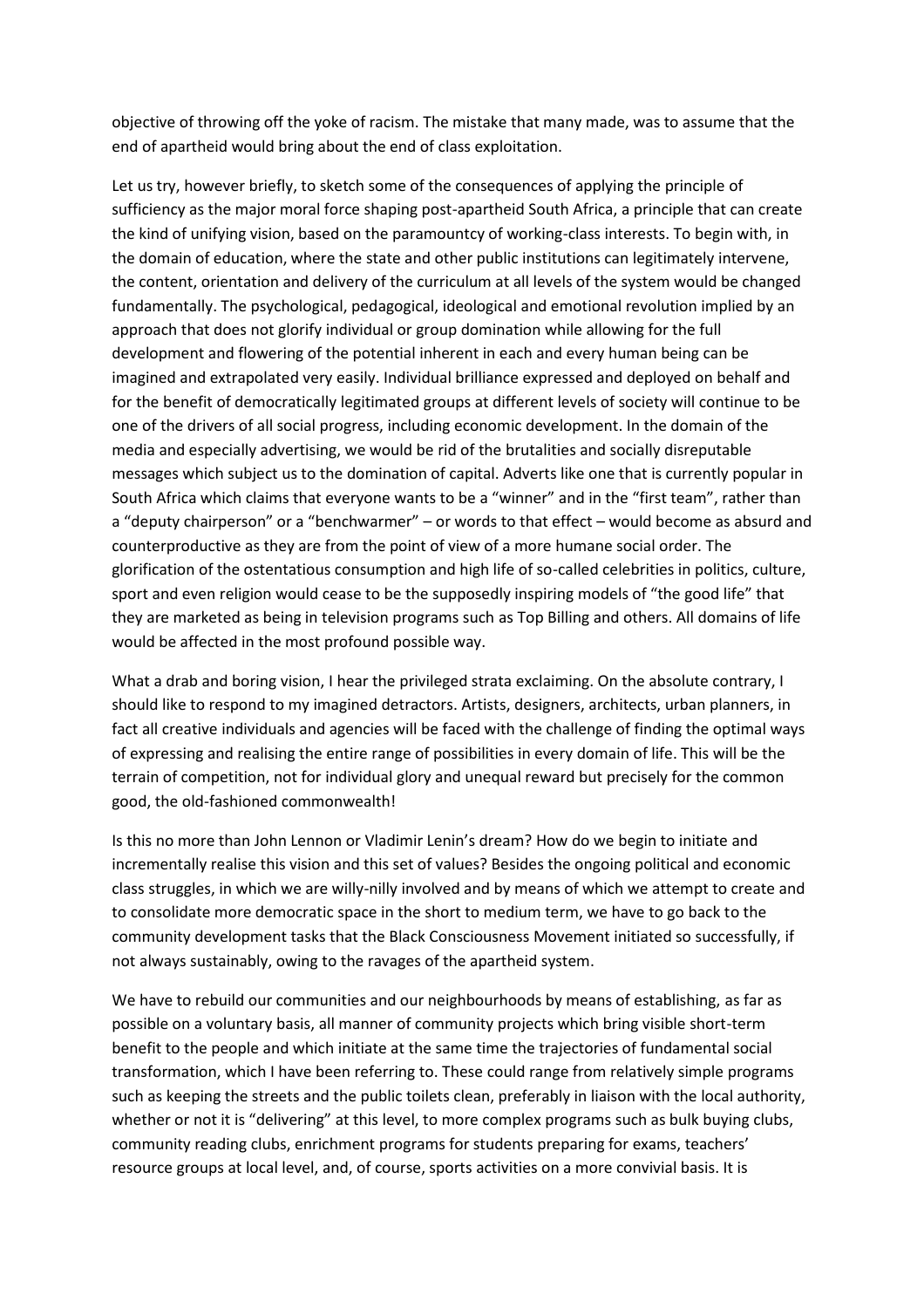objective of throwing off the yoke of racism. The mistake that many made, was to assume that the end of apartheid would bring about the end of class exploitation.

Let us try, however briefly, to sketch some of the consequences of applying the principle of sufficiency as the major moral force shaping post-apartheid South Africa, a principle that can create the kind of unifying vision, based on the paramountcy of working-class interests. To begin with, in the domain of education, where the state and other public institutions can legitimately intervene, the content, orientation and delivery of the curriculum at all levels of the system would be changed fundamentally. The psychological, pedagogical, ideological and emotional revolution implied by an approach that does not glorify individual or group domination while allowing for the full development and flowering of the potential inherent in each and every human being can be imagined and extrapolated very easily. Individual brilliance expressed and deployed on behalf and for the benefit of democratically legitimated groups at different levels of society will continue to be one of the drivers of all social progress, including economic development. In the domain of the media and especially advertising, we would be rid of the brutalities and socially disreputable messages which subject us to the domination of capital. Adverts like one that is currently popular in South Africa which claims that everyone wants to be a "winner" and in the "first team", rather than a "deputy chairperson" or a "benchwarmer" – or words to that effect – would become as absurd and counterproductive as they are from the point of view of a more humane social order. The glorification of the ostentatious consumption and high life of so-called celebrities in politics, culture, sport and even religion would cease to be the supposedly inspiring models of "the good life" that they are marketed as being in television programs such as Top Billing and others. All domains of life would be affected in the most profound possible way.

What a drab and boring vision, I hear the privileged strata exclaiming. On the absolute contrary, I should like to respond to my imagined detractors. Artists, designers, architects, urban planners, in fact all creative individuals and agencies will be faced with the challenge of finding the optimal ways of expressing and realising the entire range of possibilities in every domain of life. This will be the terrain of competition, not for individual glory and unequal reward but precisely for the common good, the old-fashioned commonwealth!

Is this no more than John Lennon or Vladimir Lenin's dream? How do we begin to initiate and incrementally realise this vision and this set of values? Besides the ongoing political and economic class struggles, in which we are willy-nilly involved and by means of which we attempt to create and to consolidate more democratic space in the short to medium term, we have to go back to the community development tasks that the Black Consciousness Movement initiated so successfully, if not always sustainably, owing to the ravages of the apartheid system.

We have to rebuild our communities and our neighbourhoods by means of establishing, as far as possible on a voluntary basis, all manner of community projects which bring visible short-term benefit to the people and which initiate at the same time the trajectories of fundamental social transformation, which I have been referring to. These could range from relatively simple programs such as keeping the streets and the public toilets clean, preferably in liaison with the local authority, whether or not it is "delivering" at this level, to more complex programs such as bulk buying clubs, community reading clubs, enrichment programs for students preparing for exams, teachers' resource groups at local level, and, of course, sports activities on a more convivial basis. It is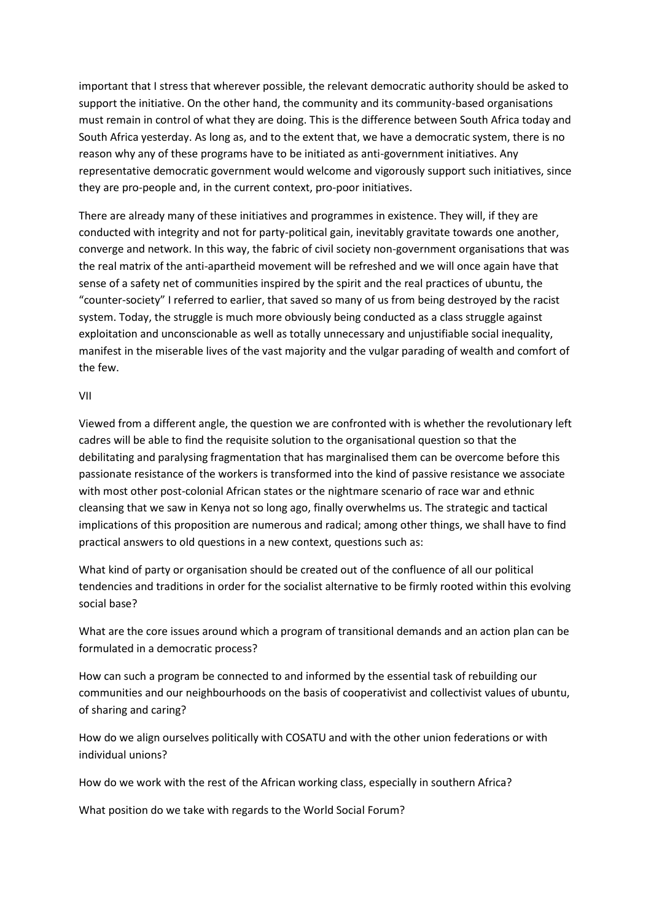important that I stress that wherever possible, the relevant democratic authority should be asked to support the initiative. On the other hand, the community and its community-based organisations must remain in control of what they are doing. This is the difference between South Africa today and South Africa yesterday. As long as, and to the extent that, we have a democratic system, there is no reason why any of these programs have to be initiated as anti-government initiatives. Any representative democratic government would welcome and vigorously support such initiatives, since they are pro-people and, in the current context, pro-poor initiatives.

There are already many of these initiatives and programmes in existence. They will, if they are conducted with integrity and not for party-political gain, inevitably gravitate towards one another, converge and network. In this way, the fabric of civil society non-government organisations that was the real matrix of the anti-apartheid movement will be refreshed and we will once again have that sense of a safety net of communities inspired by the spirit and the real practices of ubuntu, the "counter-society" I referred to earlier, that saved so many of us from being destroyed by the racist system. Today, the struggle is much more obviously being conducted as a class struggle against exploitation and unconscionable as well as totally unnecessary and unjustifiable social inequality, manifest in the miserable lives of the vast majority and the vulgar parading of wealth and comfort of the few.

VII

Viewed from a different angle, the question we are confronted with is whether the revolutionary left cadres will be able to find the requisite solution to the organisational question so that the debilitating and paralysing fragmentation that has marginalised them can be overcome before this passionate resistance of the workers is transformed into the kind of passive resistance we associate with most other post-colonial African states or the nightmare scenario of race war and ethnic cleansing that we saw in Kenya not so long ago, finally overwhelms us. The strategic and tactical implications of this proposition are numerous and radical; among other things, we shall have to find practical answers to old questions in a new context, questions such as:

What kind of party or organisation should be created out of the confluence of all our political tendencies and traditions in order for the socialist alternative to be firmly rooted within this evolving social base?

What are the core issues around which a program of transitional demands and an action plan can be formulated in a democratic process?

How can such a program be connected to and informed by the essential task of rebuilding our communities and our neighbourhoods on the basis of cooperativist and collectivist values of ubuntu, of sharing and caring?

How do we align ourselves politically with COSATU and with the other union federations or with individual unions?

How do we work with the rest of the African working class, especially in southern Africa?

What position do we take with regards to the World Social Forum?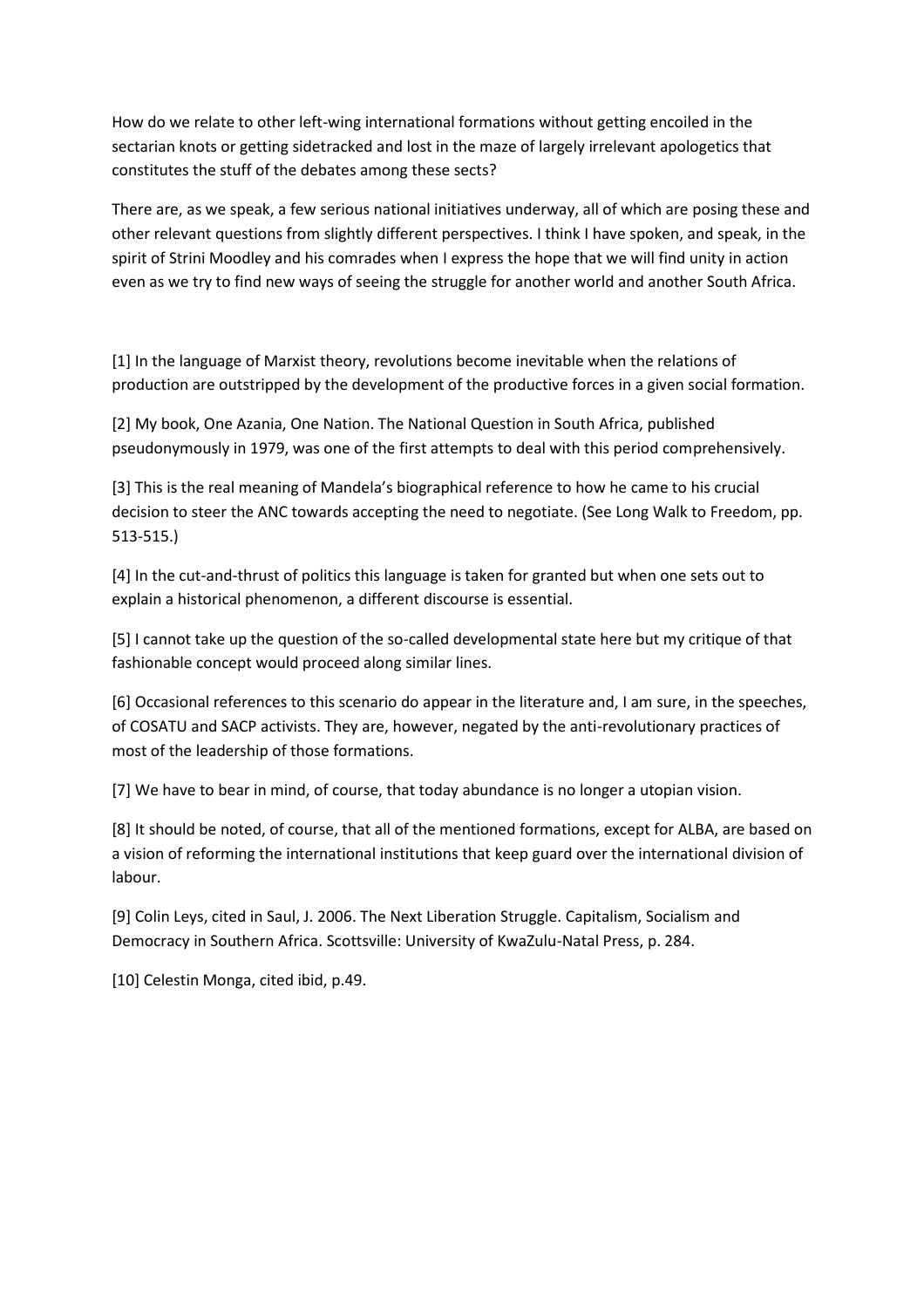How do we relate to other left-wing international formations without getting encoiled in the sectarian knots or getting sidetracked and lost in the maze of largely irrelevant apologetics that constitutes the stuff of the debates among these sects?

There are, as we speak, a few serious national initiatives underway, all of which are posing these and other relevant questions from slightly different perspectives. I think I have spoken, and speak, in the spirit of Strini Moodley and his comrades when I express the hope that we will find unity in action even as we try to find new ways of seeing the struggle for another world and another South Africa.

[1] In the language of Marxist theory, revolutions become inevitable when the relations of production are outstripped by the development of the productive forces in a given social formation.

[2] My book, One Azania, One Nation. The National Question in South Africa, published pseudonymously in 1979, was one of the first attempts to deal with this period comprehensively.

[3] This is the real meaning of Mandela's biographical reference to how he came to his crucial decision to steer the ANC towards accepting the need to negotiate. (See Long Walk to Freedom, pp. 513-515.)

[4] In the cut-and-thrust of politics this language is taken for granted but when one sets out to explain a historical phenomenon, a different discourse is essential.

[5] I cannot take up the question of the so-called developmental state here but my critique of that fashionable concept would proceed along similar lines.

[6] Occasional references to this scenario do appear in the literature and, I am sure, in the speeches, of COSATU and SACP activists. They are, however, negated by the anti-revolutionary practices of most of the leadership of those formations.

[7] We have to bear in mind, of course, that today abundance is no longer a utopian vision.

[8] It should be noted, of course, that all of the mentioned formations, except for ALBA, are based on a vision of reforming the international institutions that keep guard over the international division of labour.

[9] Colin Leys, cited in Saul, J. 2006. The Next Liberation Struggle. Capitalism, Socialism and Democracy in Southern Africa. Scottsville: University of KwaZulu-Natal Press, p. 284.

[10] Celestin Monga, cited ibid, p.49.